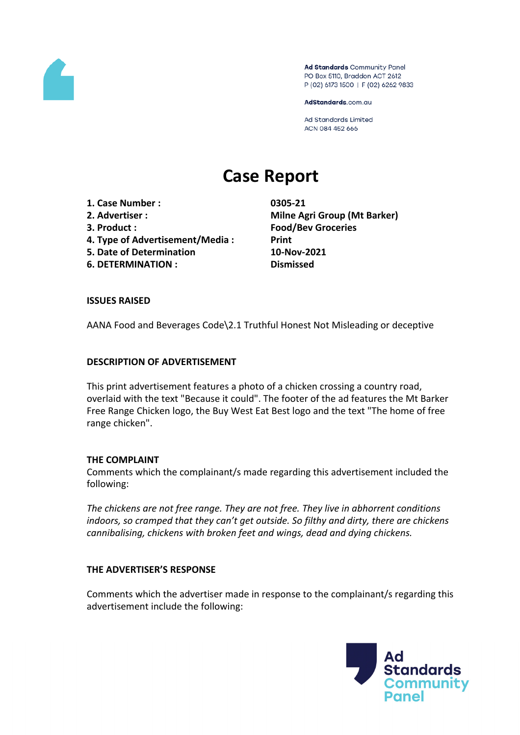Ad Standards Community Panel
PO Box 5110, Braddon ACT 2612
P (02) 6173 1500 | F (02) 6262 9833

AdStandards.com.au

Ad Standards Limited
ACN 084 452 666

# Case Report

| | |
|---|---|
| **1. Case Number :** | **0305-21** |
| **2. Advertiser :** | **Milne Agri Group (Mt Barker)** |
| **3. Product :** | **Food/Bev Groceries** |
| **4. Type of Advertisement/Media :** | **Print** |
| **5. Date of Determination** | **10-Nov-2021** |
| **6. DETERMINATION :** | **Dismissed** |

**ISSUES RAISED**

AANA Food and Beverages Code\2.1 Truthful Honest Not Misleading or deceptive

**DESCRIPTION OF ADVERTISEMENT**

This print advertisement features a photo of a chicken crossing a country road, overlaid with the text "Because it could". The footer of the ad features the Mt Barker Free Range Chicken logo, the Buy West Eat Best logo and the text "The home of free range chicken".

**THE COMPLAINT**

Comments which the complainant/s made regarding this advertisement included the following:

*The chickens are not free range. They are not free. They live in abhorrent conditions indoors, so cramped that they can't get outside. So filthy and dirty, there are chickens cannibalising, chickens with broken feet and wings, dead and dying chickens.*

**THE ADVERTISER'S RESPONSE**

Comments which the advertiser made in response to the complainant/s regarding this advertisement include the following: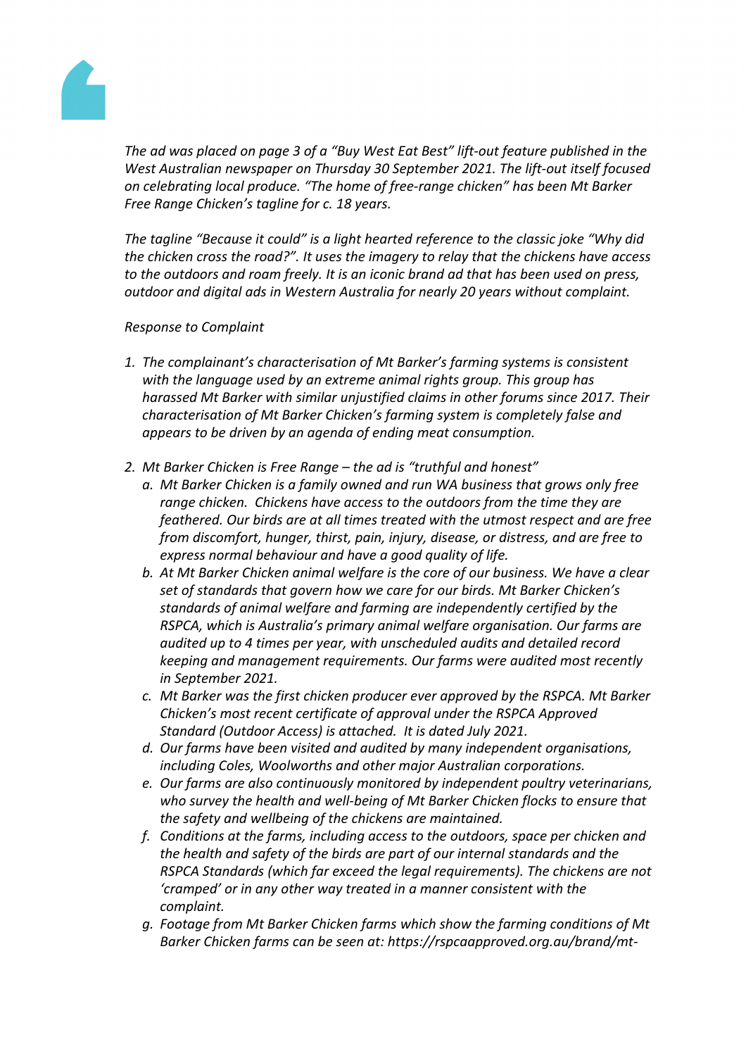*The ad was placed on page 3 of a "Buy West Eat Best" lift-out feature published in the West Australian newspaper on Thursday 30 September 2021. The lift-out itself focused on celebrating local produce. "The home of free-range chicken" has been Mt Barker Free Range Chicken's tagline for c. 18 years.*

*The tagline "Because it could" is a light hearted reference to the classic joke "Why did the chicken cross the road?". It uses the imagery to relay that the chickens have access to the outdoors and roam freely. It is an iconic brand ad that has been used on press, outdoor and digital ads in Western Australia for nearly 20 years without complaint.*

*Response to Complaint*

1. *The complainant's characterisation of Mt Barker's farming systems is consistent with the language used by an extreme animal rights group. This group has harassed Mt Barker with similar unjustified claims in other forums since 2017. Their characterisation of Mt Barker Chicken's farming system is completely false and appears to be driven by an agenda of ending meat consumption.*
2. *Mt Barker Chicken is Free Range – the ad is "truthful and honest"*
   a. *Mt Barker Chicken is a family owned and run WA business that grows only free range chicken. Chickens have access to the outdoors from the time they are feathered. Our birds are at all times treated with the utmost respect and are free from discomfort, hunger, thirst, pain, injury, disease, or distress, and are free to express normal behaviour and have a good quality of life.*
   b. *At Mt Barker Chicken animal welfare is the core of our business. We have a clear set of standards that govern how we care for our birds. Mt Barker Chicken's standards of animal welfare and farming are independently certified by the RSPCA, which is Australia's primary animal welfare organisation. Our farms are audited up to 4 times per year, with unscheduled audits and detailed record keeping and management requirements. Our farms were audited most recently in September 2021.*
   c. *Mt Barker was the first chicken producer ever approved by the RSPCA. Mt Barker Chicken's most recent certificate of approval under the RSPCA Approved Standard (Outdoor Access) is attached. It is dated July 2021.*
   d. *Our farms have been visited and audited by many independent organisations, including Coles, Woolworths and other major Australian corporations.*
   e. *Our farms are also continuously monitored by independent poultry veterinarians, who survey the health and well-being of Mt Barker Chicken flocks to ensure that the safety and wellbeing of the chickens are maintained.*
   f. *Conditions at the farms, including access to the outdoors, space per chicken and the health and safety of the birds are part of our internal standards and the RSPCA Standards (which far exceed the legal requirements). The chickens are not 'cramped' or in any other way treated in a manner consistent with the complaint.*
   g. *Footage from Mt Barker Chicken farms which show the farming conditions of Mt Barker Chicken farms can be seen at: https://rspcaapproved.org.au/brand/mt-*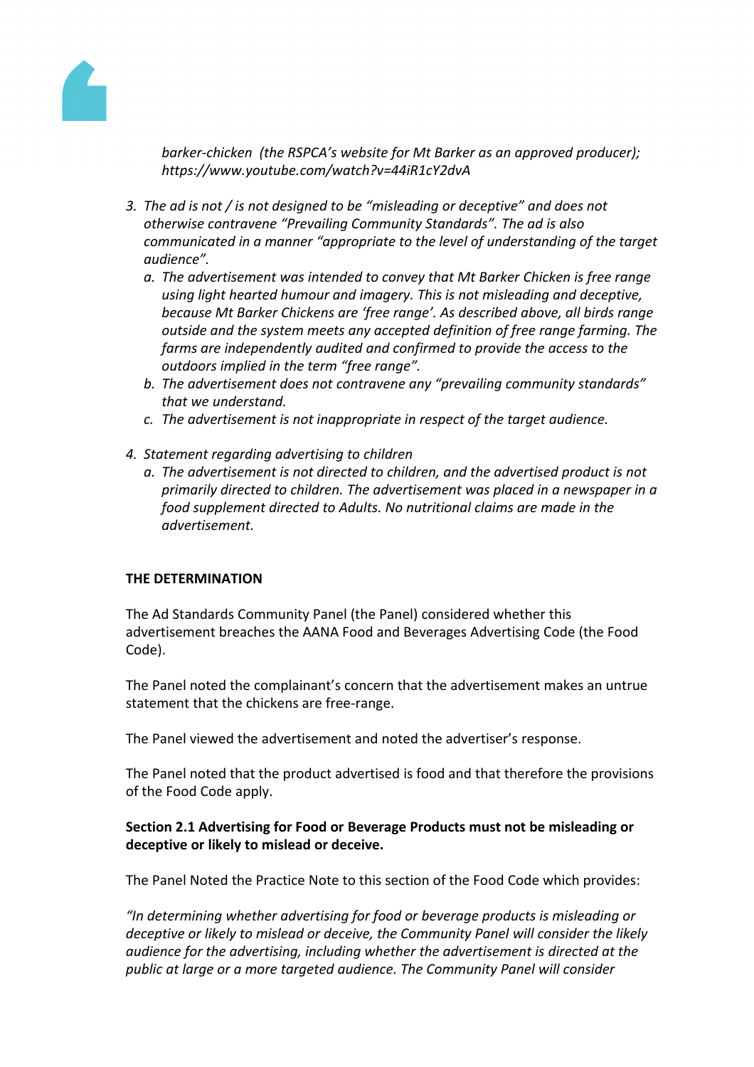*barker-chicken (the RSPCA's website for Mt Barker as an approved producer); https://www.youtube.com/watch?v=44iR1cY2dvA*

3. *The ad is not / is not designed to be "misleading or deceptive" and does not otherwise contravene "Prevailing Community Standards". The ad is also communicated in a manner "appropriate to the level of understanding of the target audience".*
   a. *The advertisement was intended to convey that Mt Barker Chicken is free range using light hearted humour and imagery. This is not misleading and deceptive, because Mt Barker Chickens are 'free range'. As described above, all birds range outside and the system meets any accepted definition of free range farming. The farms are independently audited and confirmed to provide the access to the outdoors implied in the term "free range".*
   b. *The advertisement does not contravene any "prevailing community standards" that we understand.*
   c. *The advertisement is not inappropriate in respect of the target audience.*

4. *Statement regarding advertising to children*
   a. *The advertisement is not directed to children, and the advertised product is not primarily directed to children. The advertisement was placed in a newspaper in a food supplement directed to Adults. No nutritional claims are made in the advertisement.*

**THE DETERMINATION**

The Ad Standards Community Panel (the Panel) considered whether this advertisement breaches the AANA Food and Beverages Advertising Code (the Food Code).

The Panel noted the complainant's concern that the advertisement makes an untrue statement that the chickens are free-range.

The Panel viewed the advertisement and noted the advertiser's response.

The Panel noted that the product advertised is food and that therefore the provisions of the Food Code apply.

**Section 2.1 Advertising for Food or Beverage Products must not be misleading or deceptive or likely to mislead or deceive.**

The Panel Noted the Practice Note to this section of the Food Code which provides:

*"In determining whether advertising for food or beverage products is misleading or deceptive or likely to mislead or deceive, the Community Panel will consider the likely audience for the advertising, including whether the advertisement is directed at the public at large or a more targeted audience. The Community Panel will consider*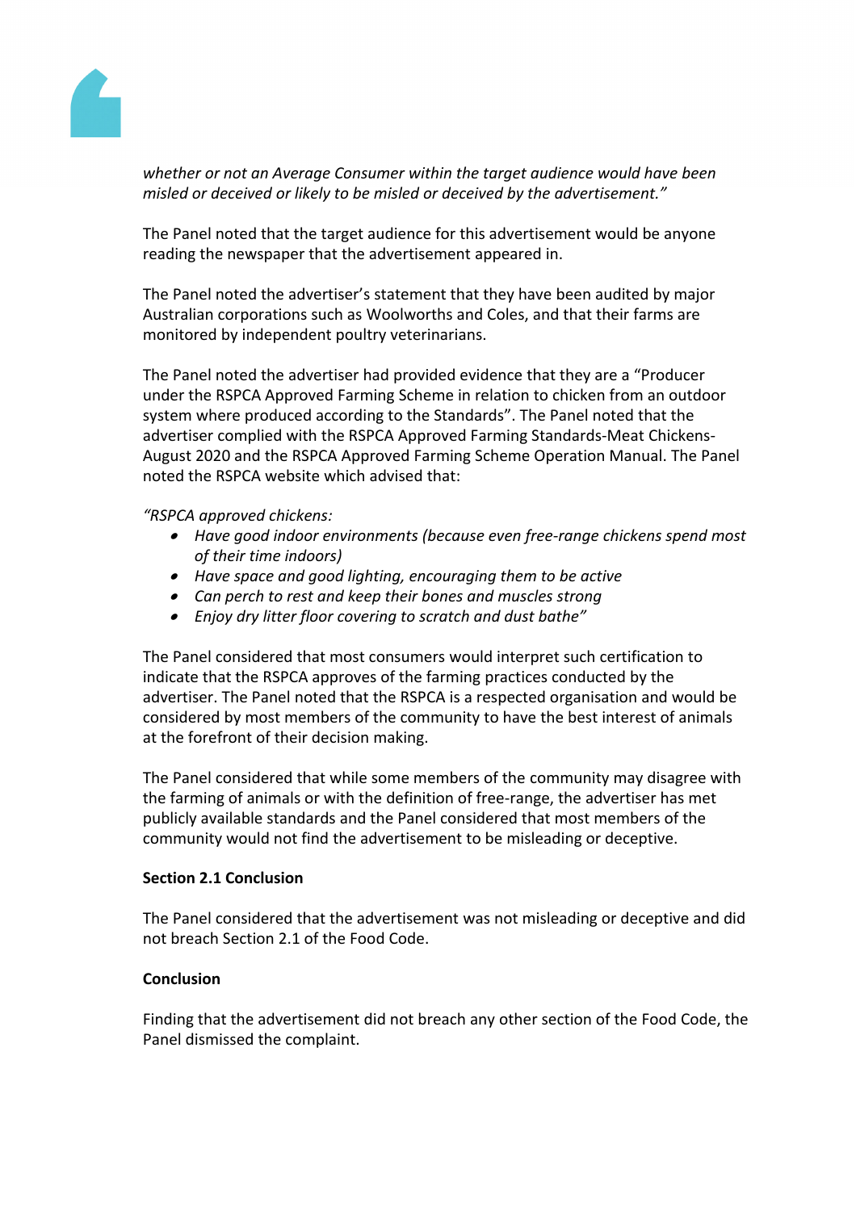*whether or not an Average Consumer within the target audience would have been misled or deceived or likely to be misled or deceived by the advertisement."*

The Panel noted that the target audience for this advertisement would be anyone reading the newspaper that the advertisement appeared in.

The Panel noted the advertiser's statement that they have been audited by major Australian corporations such as Woolworths and Coles, and that their farms are monitored by independent poultry veterinarians.

The Panel noted the advertiser had provided evidence that they are a "Producer under the RSPCA Approved Farming Scheme in relation to chicken from an outdoor system where produced according to the Standards". The Panel noted that the advertiser complied with the RSPCA Approved Farming Standards-Meat Chickens-August 2020 and the RSPCA Approved Farming Scheme Operation Manual. The Panel noted the RSPCA website which advised that:

*"RSPCA approved chickens:*

- *Have good indoor environments (because even free-range chickens spend most of their time indoors)*
- *Have space and good lighting, encouraging them to be active*
- *Can perch to rest and keep their bones and muscles strong*
- *Enjoy dry litter floor covering to scratch and dust bathe"*

The Panel considered that most consumers would interpret such certification to indicate that the RSPCA approves of the farming practices conducted by the advertiser. The Panel noted that the RSPCA is a respected organisation and would be considered by most members of the community to have the best interest of animals at the forefront of their decision making.

The Panel considered that while some members of the community may disagree with the farming of animals or with the definition of free-range, the advertiser has met publicly available standards and the Panel considered that most members of the community would not find the advertisement to be misleading or deceptive.

**Section 2.1 Conclusion**

The Panel considered that the advertisement was not misleading or deceptive and did not breach Section 2.1 of the Food Code.

**Conclusion**

Finding that the advertisement did not breach any other section of the Food Code, the Panel dismissed the complaint.